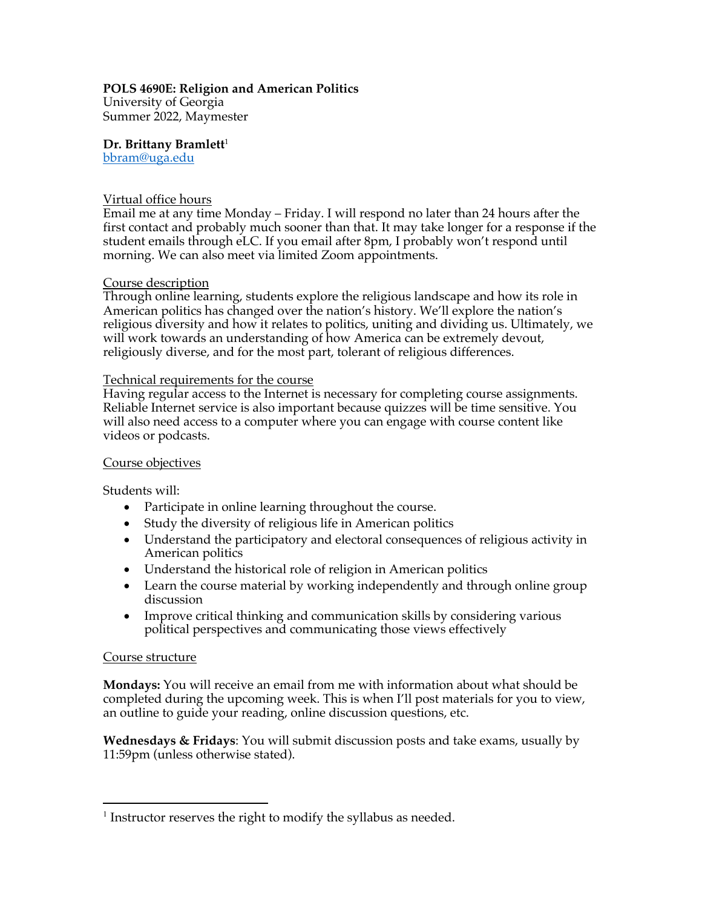**POLS 4690E: Religion and American Politics**
University of Georgia
Summer 2022, Maymester

**Dr. Brittany Bramlett**[1]
bbram@uga.edu

Virtual office hours
Email me at any time Monday – Friday. I will respond no later than 24 hours after the first contact and probably much sooner than that. It may take longer for a response if the student emails through eLC. If you email after 8pm, I probably won't respond until morning. We can also meet via limited Zoom appointments.

Course description
Through online learning, students explore the religious landscape and how its role in American politics has changed over the nation's history. We'll explore the nation's religious diversity and how it relates to politics, uniting and dividing us. Ultimately, we will work towards an understanding of how America can be extremely devout, religiously diverse, and for the most part, tolerant of religious differences.

Technical requirements for the course
Having regular access to the Internet is necessary for completing course assignments. Reliable Internet service is also important because quizzes will be time sensitive. You will also need access to a computer where you can engage with course content like videos or podcasts.

Course objectives

Students will:

- Participate in online learning throughout the course.
- Study the diversity of religious life in American politics
- Understand the participatory and electoral consequences of religious activity in American politics
- Understand the historical role of religion in American politics
- Learn the course material by working independently and through online group discussion
- Improve critical thinking and communication skills by considering various political perspectives and communicating those views effectively

Course structure

**Mondays:** You will receive an email from me with information about what should be completed during the upcoming week. This is when I'll post materials for you to view, an outline to guide your reading, online discussion questions, etc.

**Wednesdays & Fridays**: You will submit discussion posts and take exams, usually by 11:59pm (unless otherwise stated).

[1] Instructor reserves the right to modify the syllabus as needed.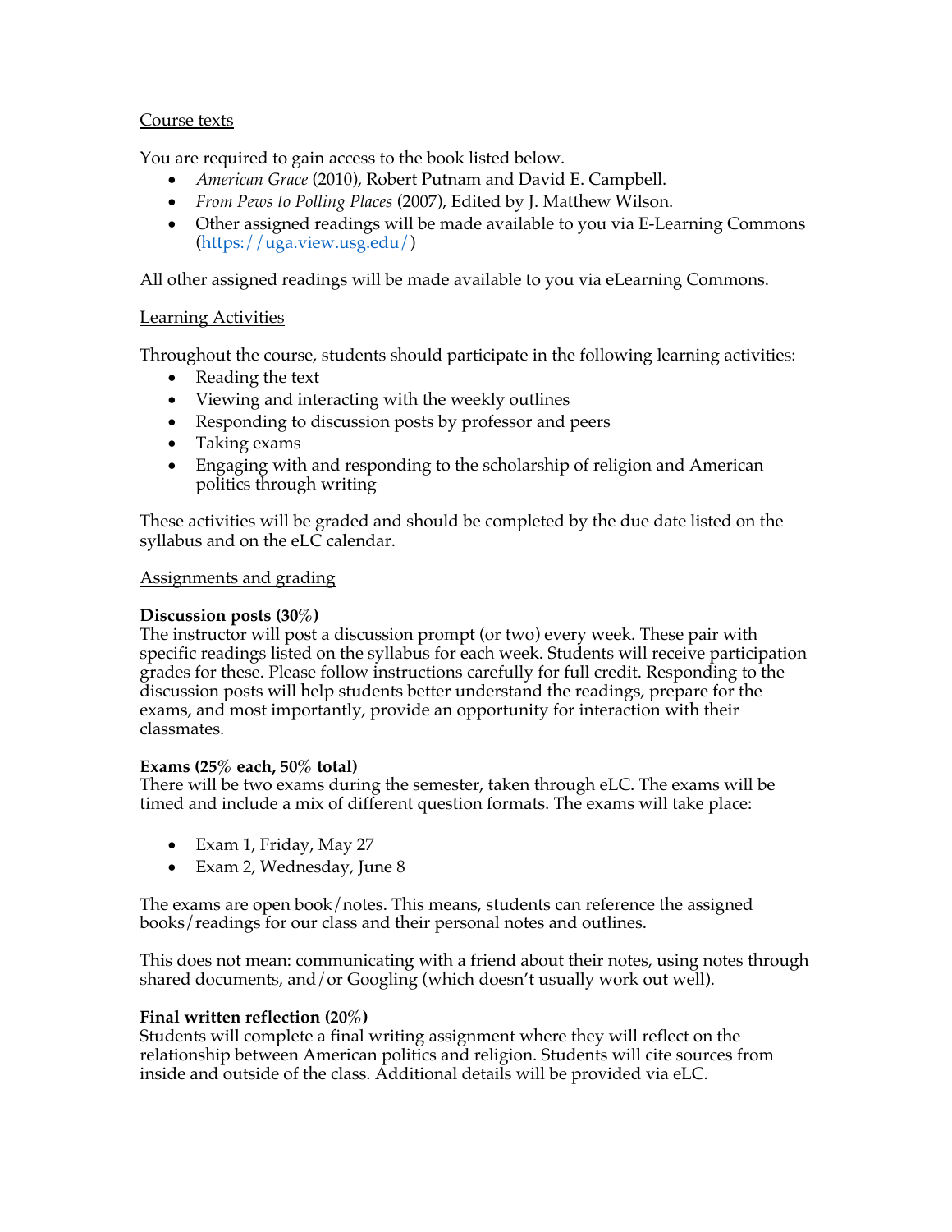Course texts

You are required to gain access to the book listed below.

- *American Grace* (2010), Robert Putnam and David E. Campbell.
- *From Pews to Polling Places* (2007), Edited by J. Matthew Wilson.
- Other assigned readings will be made available to you via E-Learning Commons (https://uga.view.usg.edu/)

All other assigned readings will be made available to you via eLearning Commons.

Learning Activities

Throughout the course, students should participate in the following learning activities:

- Reading the text
- Viewing and interacting with the weekly outlines
- Responding to discussion posts by professor and peers
- Taking exams
- Engaging with and responding to the scholarship of religion and American politics through writing

These activities will be graded and should be completed by the due date listed on the syllabus and on the eLC calendar.

Assignments and grading

**Discussion posts (30%)**
The instructor will post a discussion prompt (or two) every week. These pair with specific readings listed on the syllabus for each week. Students will receive participation grades for these. Please follow instructions carefully for full credit. Responding to the discussion posts will help students better understand the readings, prepare for the exams, and most importantly, provide an opportunity for interaction with their classmates.

**Exams (25% each, 50% total)**
There will be two exams during the semester, taken through eLC. The exams will be timed and include a mix of different question formats. The exams will take place:

- Exam 1, Friday, May 27
- Exam 2, Wednesday, June 8

The exams are open book/notes. This means, students can reference the assigned books/readings for our class and their personal notes and outlines.

This does not mean: communicating with a friend about their notes, using notes through shared documents, and/or Googling (which doesn't usually work out well).

**Final written reflection (20%)**
Students will complete a final writing assignment where they will reflect on the relationship between American politics and religion. Students will cite sources from inside and outside of the class. Additional details will be provided via eLC.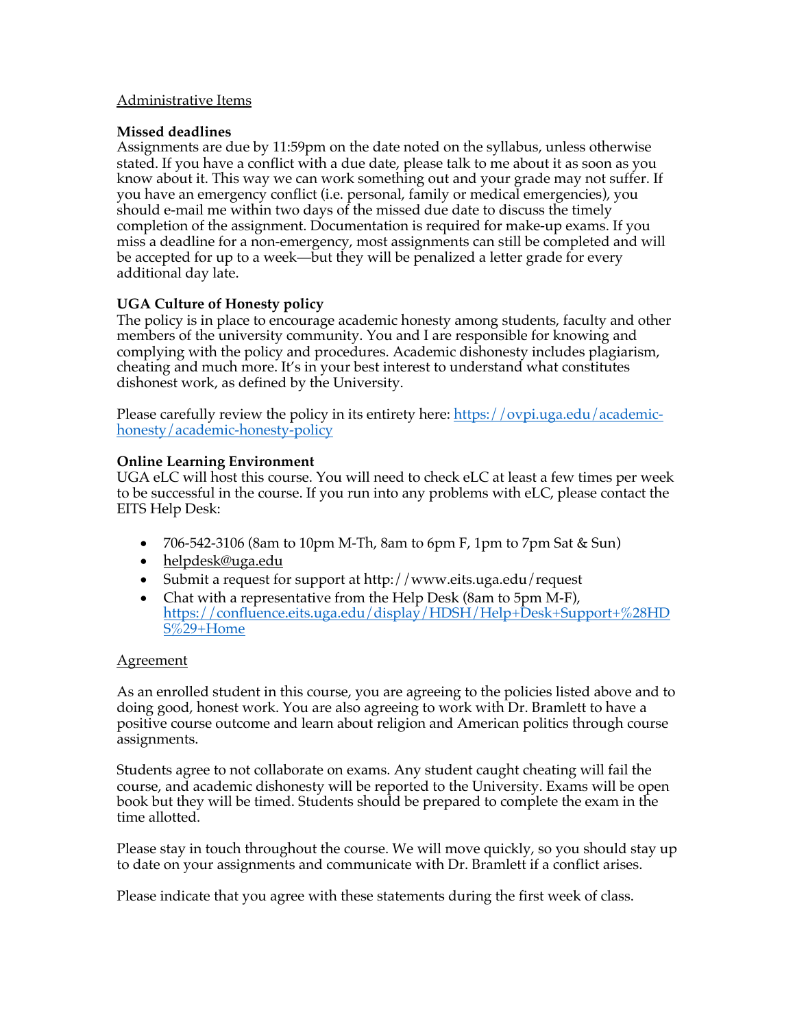<u>Administrative Items</u>

**Missed deadlines**
Assignments are due by 11:59pm on the date noted on the syllabus, unless otherwise stated. If you have a conflict with a due date, please talk to me about it as soon as you know about it. This way we can work something out and your grade may not suffer. If you have an emergency conflict (i.e. personal, family or medical emergencies), you should e-mail me within two days of the missed due date to discuss the timely completion of the assignment. Documentation is required for make-up exams. If you miss a deadline for a non-emergency, most assignments can still be completed and will be accepted for up to a week—but they will be penalized a letter grade for every additional day late.

**UGA Culture of Honesty policy**
The policy is in place to encourage academic honesty among students, faculty and other members of the university community. You and I are responsible for knowing and complying with the policy and procedures. Academic dishonesty includes plagiarism, cheating and much more. It's in your best interest to understand what constitutes dishonest work, as defined by the University.

Please carefully review the policy in its entirety here: [https://ovpi.uga.edu/academic-honesty/academic-honesty-policy](https://ovpi.uga.edu/academic-honesty/academic-honesty-policy)

**Online Learning Environment**
UGA eLC will host this course. You will need to check eLC at least a few times per week to be successful in the course. If you run into any problems with eLC, please contact the EITS Help Desk:

- 706-542-3106 (8am to 10pm M-Th, 8am to 6pm F, 1pm to 7pm Sat & Sun)
- helpdesk@uga.edu
- Submit a request for support at http://www.eits.uga.edu/request
- Chat with a representative from the Help Desk (8am to 5pm M-F), [https://confluence.eits.uga.edu/display/HDSH/Help+Desk+Support+%28HDS%29+Home](https://confluence.eits.uga.edu/display/HDSH/Help+Desk+Support+%28HDS%29+Home)

<u>Agreement</u>

As an enrolled student in this course, you are agreeing to the policies listed above and to doing good, honest work. You are also agreeing to work with Dr. Bramlett to have a positive course outcome and learn about religion and American politics through course assignments.

Students agree to not collaborate on exams. Any student caught cheating will fail the course, and academic dishonesty will be reported to the University. Exams will be open book but they will be timed. Students should be prepared to complete the exam in the time allotted.

Please stay in touch throughout the course. We will move quickly, so you should stay up to date on your assignments and communicate with Dr. Bramlett if a conflict arises.

Please indicate that you agree with these statements during the first week of class.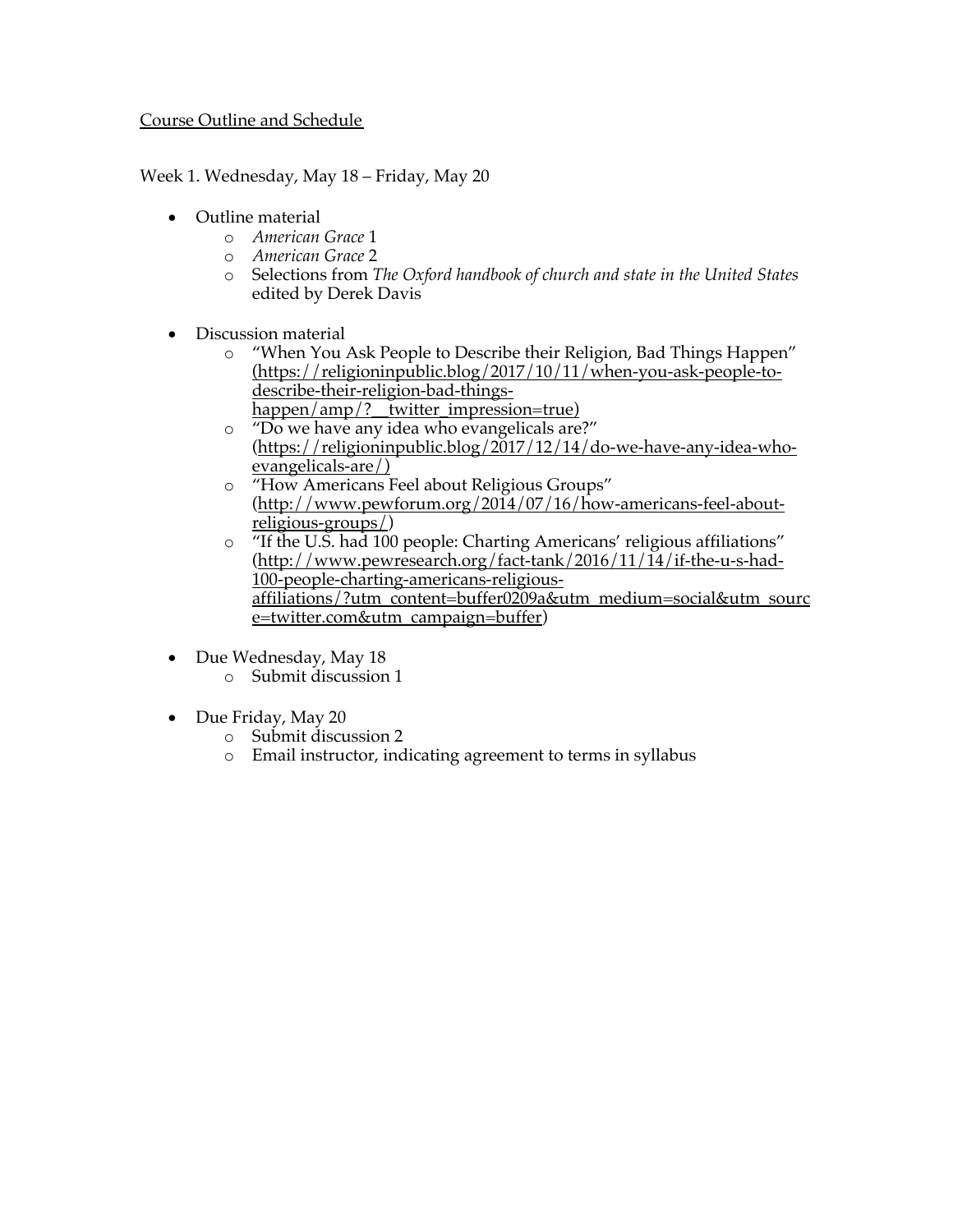Course Outline and Schedule

Week 1. Wednesday, May 18 – Friday, May 20

- Outline material
    - *American Grace* 1
    - *American Grace* 2
    - Selections from *The Oxford handbook of church and state in the United States* edited by Derek Davis

- Discussion material
    - "When You Ask People to Describe their Religion, Bad Things Happen" (https://religioninpublic.blog/2017/10/11/when-you-ask-people-to-describe-their-religion-bad-things-happen/amp/?__twitter_impression=true)
    - "Do we have any idea who evangelicals are?" (https://religioninpublic.blog/2017/12/14/do-we-have-any-idea-who-evangelicals-are/)
    - "How Americans Feel about Religious Groups" (http://www.pewforum.org/2014/07/16/how-americans-feel-about-religious-groups/)
    - "If the U.S. had 100 people: Charting Americans' religious affiliations" (http://www.pewresearch.org/fact-tank/2016/11/14/if-the-u-s-had-100-people-charting-americans-religious-affiliations/?utm_content=buffer0209a&utm_medium=social&utm_source=twitter.com&utm_campaign=buffer)

- Due Wednesday, May 18
    - Submit discussion 1

- Due Friday, May 20
    - Submit discussion 2
    - Email instructor, indicating agreement to terms in syllabus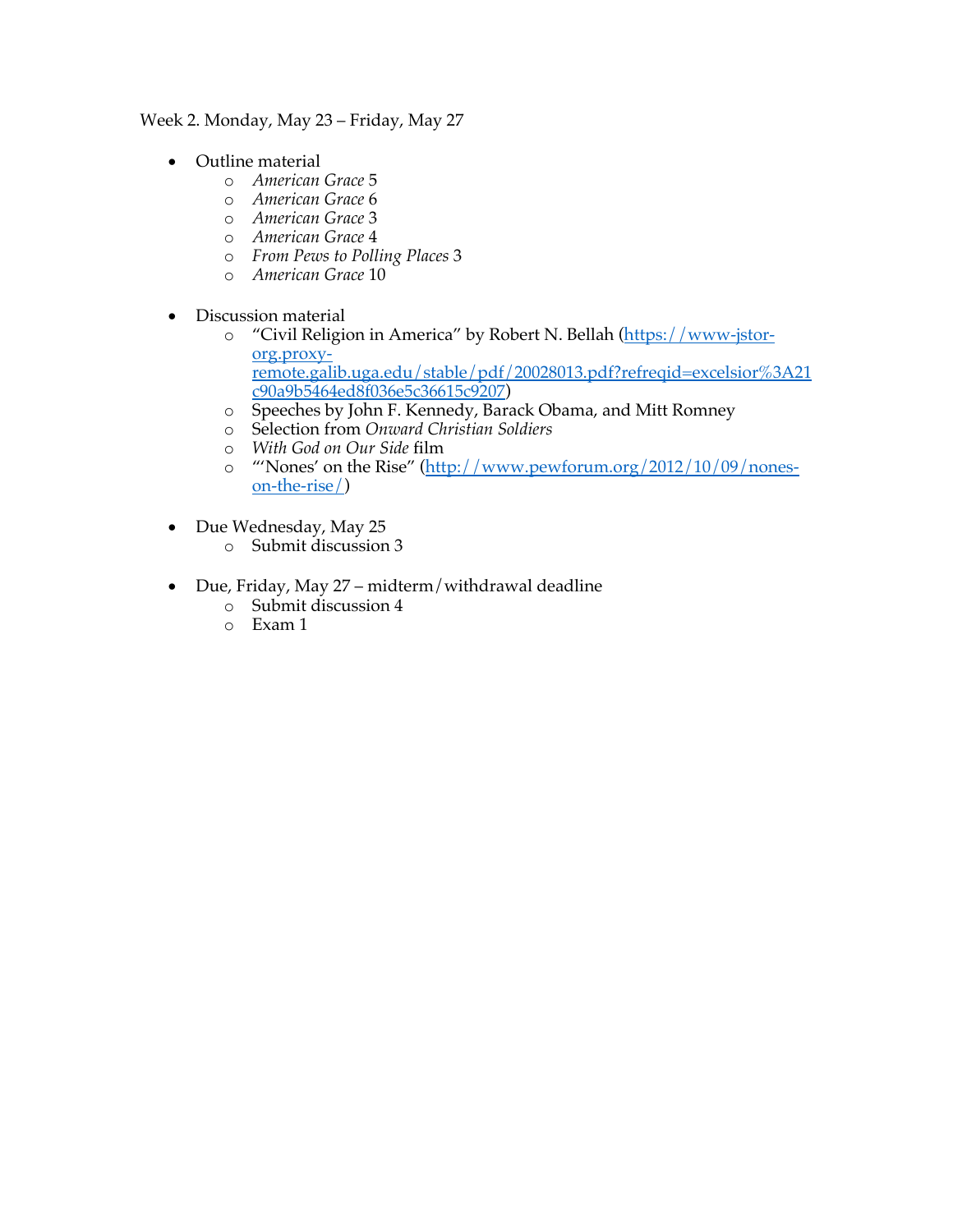Week 2. Monday, May 23 – Friday, May 27

- Outline material
  - *American Grace* 5
  - *American Grace* 6
  - *American Grace* 3
  - *American Grace* 4
  - *From Pews to Polling Places* 3
  - *American Grace* 10

- Discussion material
  - "Civil Religion in America" by Robert N. Bellah (https://www-jstor-org.proxy-remote.galib.uga.edu/stable/pdf/20028013.pdf?refreqid=excelsior%3A21c90a9b5464ed8f036e5c36615c9207)
  - Speeches by John F. Kennedy, Barack Obama, and Mitt Romney
  - Selection from *Onward Christian Soldiers*
  - *With God on Our Side* film
  - "'Nones' on the Rise" (http://www.pewforum.org/2012/10/09/nones-on-the-rise/)

- Due Wednesday, May 25
  - Submit discussion 3

- Due, Friday, May 27 – midterm/withdrawal deadline
  - Submit discussion 4
  - Exam 1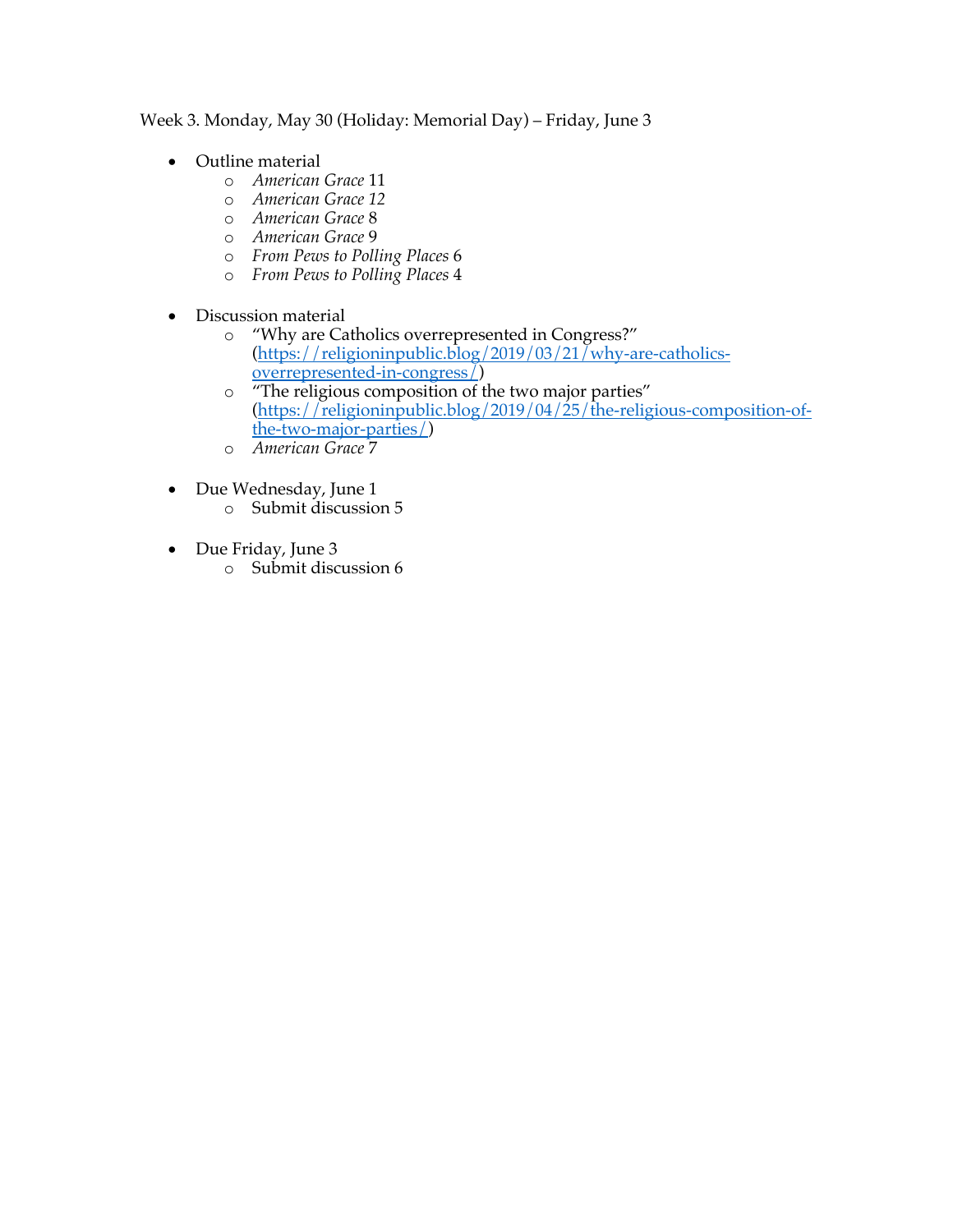Week 3. Monday, May 30 (Holiday: Memorial Day) – Friday, June 3

- Outline material
    - *American Grace* 11
    - *American Grace 12*
    - *American Grace* 8
    - *American Grace* 9
    - *From Pews to Polling Places* 6
    - *From Pews to Polling Places* 4

- Discussion material
    - "Why are Catholics overrepresented in Congress?" (https://religioninpublic.blog/2019/03/21/why-are-catholics-overrepresented-in-congress/)
    - "The religious composition of the two major parties" (https://religioninpublic.blog/2019/04/25/the-religious-composition-of-the-two-major-parties/)
    - *American Grace* 7

- Due Wednesday, June 1
    - Submit discussion 5

- Due Friday, June 3
    - Submit discussion 6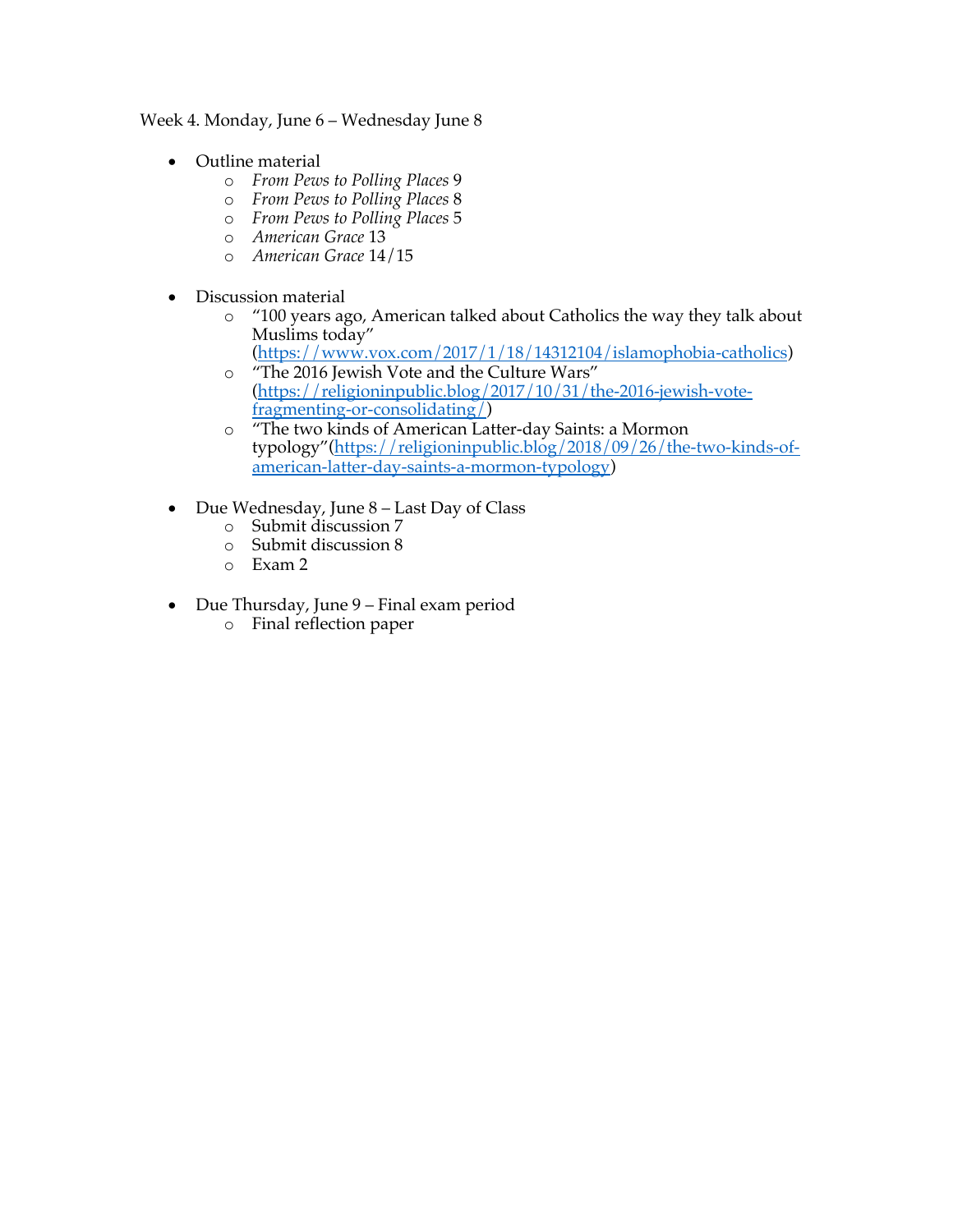Week 4. Monday, June 6 – Wednesday June 8

- Outline material
  - *From Pews to Polling Places* 9
  - *From Pews to Polling Places* 8
  - *From Pews to Polling Places* 5
  - *American Grace* 13
  - *American Grace* 14/15

- Discussion material
  - "100 years ago, American talked about Catholics the way they talk about Muslims today" (https://www.vox.com/2017/1/18/14312104/islamophobia-catholics)
  - "The 2016 Jewish Vote and the Culture Wars" (https://religioninpublic.blog/2017/10/31/the-2016-jewish-vote-fragmenting-or-consolidating/)
  - "The two kinds of American Latter-day Saints: a Mormon typology"(https://religioninpublic.blog/2018/09/26/the-two-kinds-of-american-latter-day-saints-a-mormon-typology)

- Due Wednesday, June 8 – Last Day of Class
  - Submit discussion 7
  - Submit discussion 8
  - Exam 2

- Due Thursday, June 9 – Final exam period
  - Final reflection paper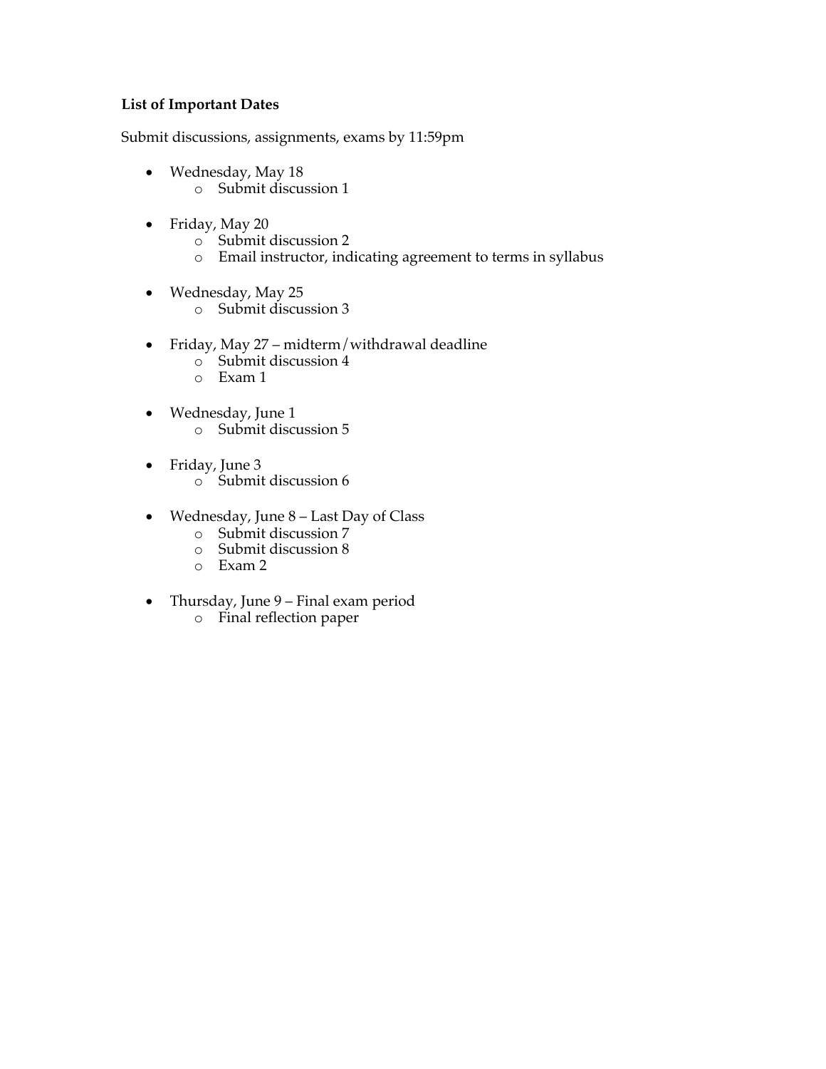**List of Important Dates**

Submit discussions, assignments, exams by 11:59pm

- Wednesday, May 18
  - Submit discussion 1
- Friday, May 20
  - Submit discussion 2
  - Email instructor, indicating agreement to terms in syllabus
- Wednesday, May 25
  - Submit discussion 3
- Friday, May 27 – midterm/withdrawal deadline
  - Submit discussion 4
  - Exam 1
- Wednesday, June 1
  - Submit discussion 5
- Friday, June 3
  - Submit discussion 6
- Wednesday, June 8 – Last Day of Class
  - Submit discussion 7
  - Submit discussion 8
  - Exam 2
- Thursday, June 9 – Final exam period
  - Final reflection paper